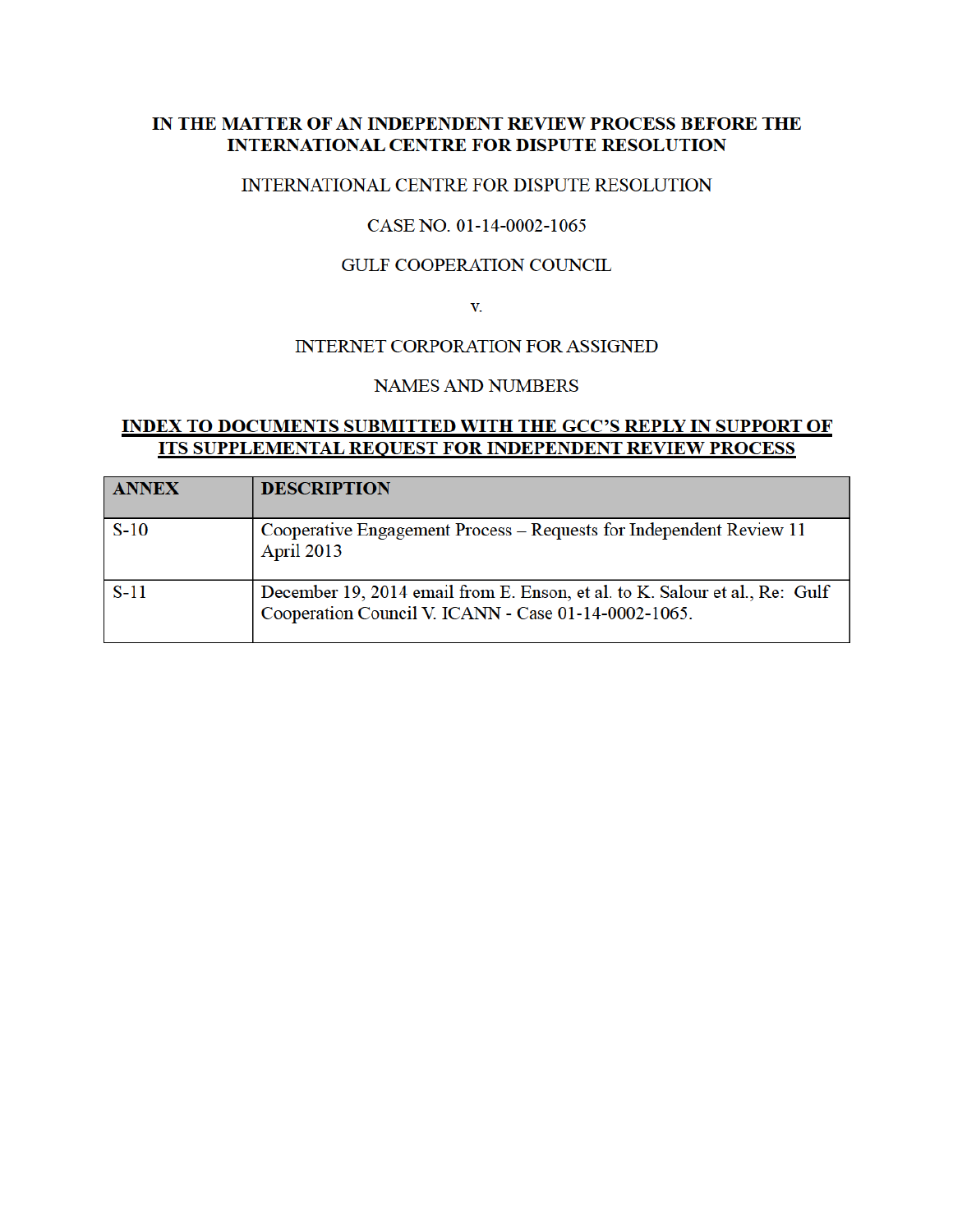**IN THE MATTER OF AN INDEPENDENT REVIEW PROCESS BEFORE THE INTERNATIONAL CENTRE FOR DISPUTE RESOLUTION**

INTERNATIONAL CENTRE FOR DISPUTE RESOLUTION

CASE NO. 01-14-0002-1065

GULF COOPERATION COUNCIL

v.

INTERNET CORPORATION FOR ASSIGNED

NAMES AND NUMBERS

**INDEX TO DOCUMENTS SUBMITTED WITH THE GCC'S REPLY IN SUPPORT OF ITS SUPPLEMENTAL REQUEST FOR INDEPENDENT REVIEW PROCESS**

| ANNEX | DESCRIPTION |
|---|---|
| S-10 | Cooperative Engagement Process – Requests for Independent Review 11 April 2013 |
| S-11 | December 19, 2014 email from E. Enson, et al. to K. Salour et al., Re: Gulf Cooperation Council V. ICANN - Case 01-14-0002-1065. |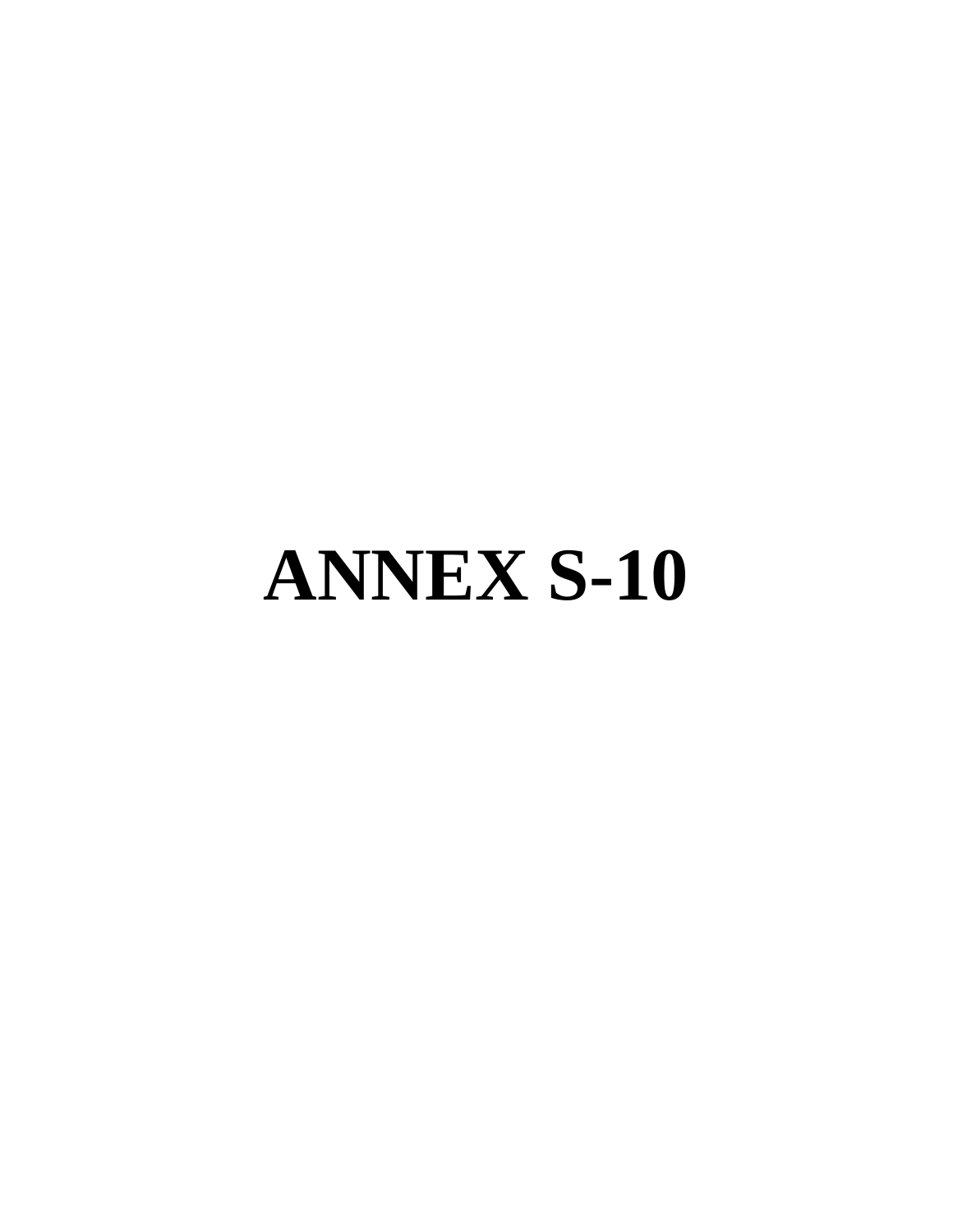# ANNEX S-10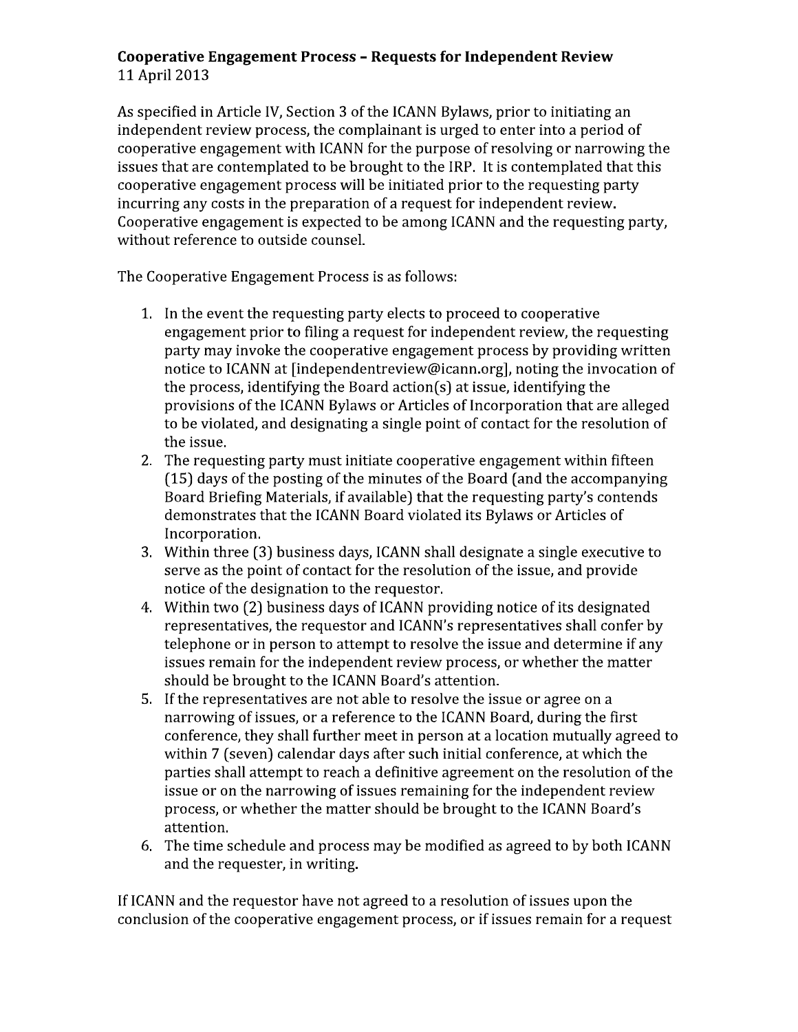**Cooperative Engagement Process – Requests for Independent Review**
11 April 2013

As specified in Article IV, Section 3 of the ICANN Bylaws, prior to initiating an independent review process, the complainant is urged to enter into a period of cooperative engagement with ICANN for the purpose of resolving or narrowing the issues that are contemplated to be brought to the IRP. It is contemplated that this cooperative engagement process will be initiated prior to the requesting party incurring any costs in the preparation of a request for independent review. Cooperative engagement is expected to be among ICANN and the requesting party, without reference to outside counsel.

The Cooperative Engagement Process is as follows:

1. In the event the requesting party elects to proceed to cooperative engagement prior to filing a request for independent review, the requesting party may invoke the cooperative engagement process by providing written notice to ICANN at [independentreview@icann.org], noting the invocation of the process, identifying the Board action(s) at issue, identifying the provisions of the ICANN Bylaws or Articles of Incorporation that are alleged to be violated, and designating a single point of contact for the resolution of the issue.
2. The requesting party must initiate cooperative engagement within fifteen (15) days of the posting of the minutes of the Board (and the accompanying Board Briefing Materials, if available) that the requesting party's contends demonstrates that the ICANN Board violated its Bylaws or Articles of Incorporation.
3. Within three (3) business days, ICANN shall designate a single executive to serve as the point of contact for the resolution of the issue, and provide notice of the designation to the requestor.
4. Within two (2) business days of ICANN providing notice of its designated representatives, the requestor and ICANN's representatives shall confer by telephone or in person to attempt to resolve the issue and determine if any issues remain for the independent review process, or whether the matter should be brought to the ICANN Board's attention.
5. If the representatives are not able to resolve the issue or agree on a narrowing of issues, or a reference to the ICANN Board, during the first conference, they shall further meet in person at a location mutually agreed to within 7 (seven) calendar days after such initial conference, at which the parties shall attempt to reach a definitive agreement on the resolution of the issue or on the narrowing of issues remaining for the independent review process, or whether the matter should be brought to the ICANN Board's attention.
6. The time schedule and process may be modified as agreed to by both ICANN and the requester, in writing.

If ICANN and the requestor have not agreed to a resolution of issues upon the conclusion of the cooperative engagement process, or if issues remain for a request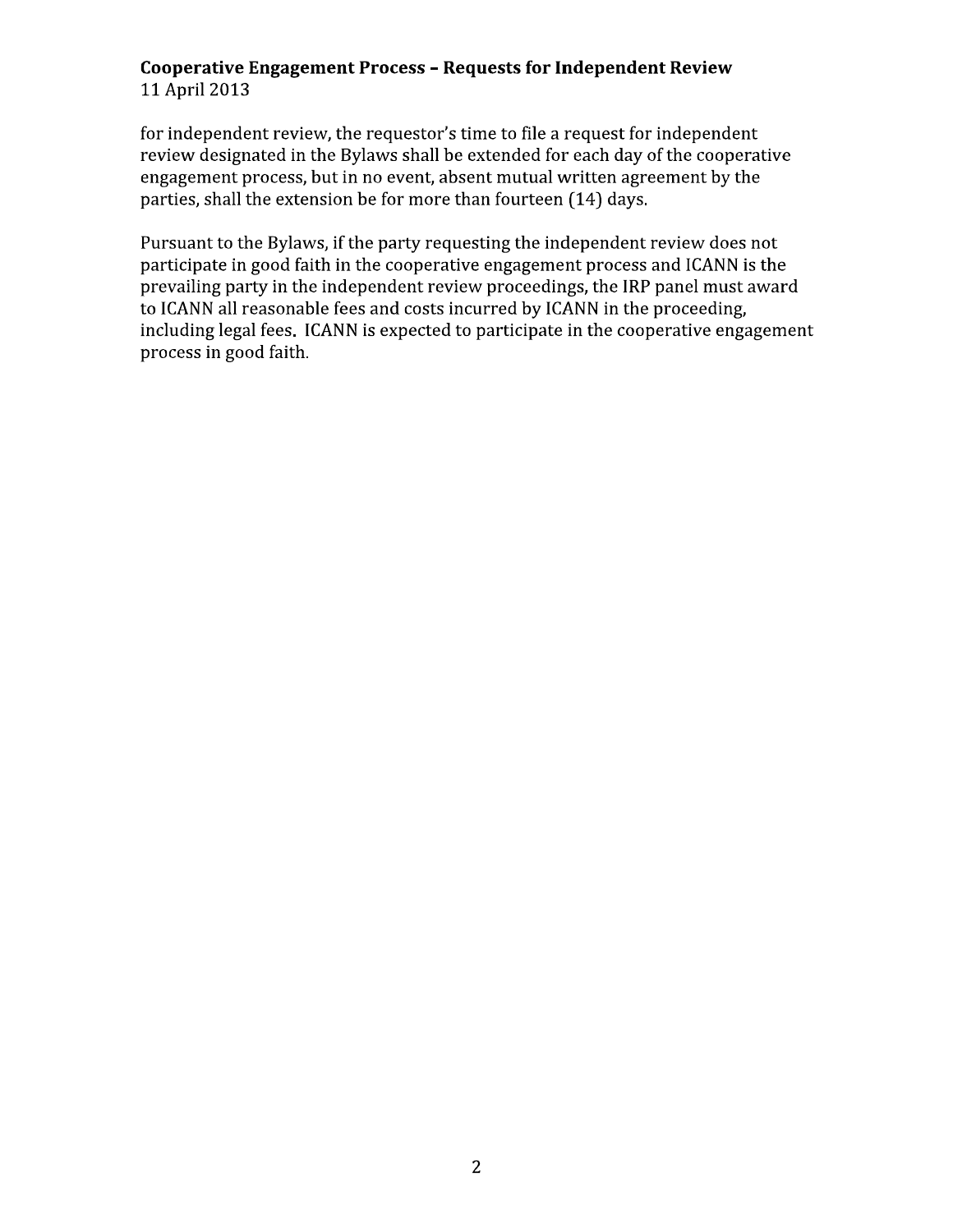for independent review, the requestor's time to file a request for independent review designated in the Bylaws shall be extended for each day of the cooperative engagement process, but in no event, absent mutual written agreement by the parties, shall the extension be for more than fourteen (14) days.

Pursuant to the Bylaws, if the party requesting the independent review does not participate in good faith in the cooperative engagement process and ICANN is the prevailing party in the independent review proceedings, the IRP panel must award to ICANN all reasonable fees and costs incurred by ICANN in the proceeding, including legal fees. ICANN is expected to participate in the cooperative engagement process in good faith.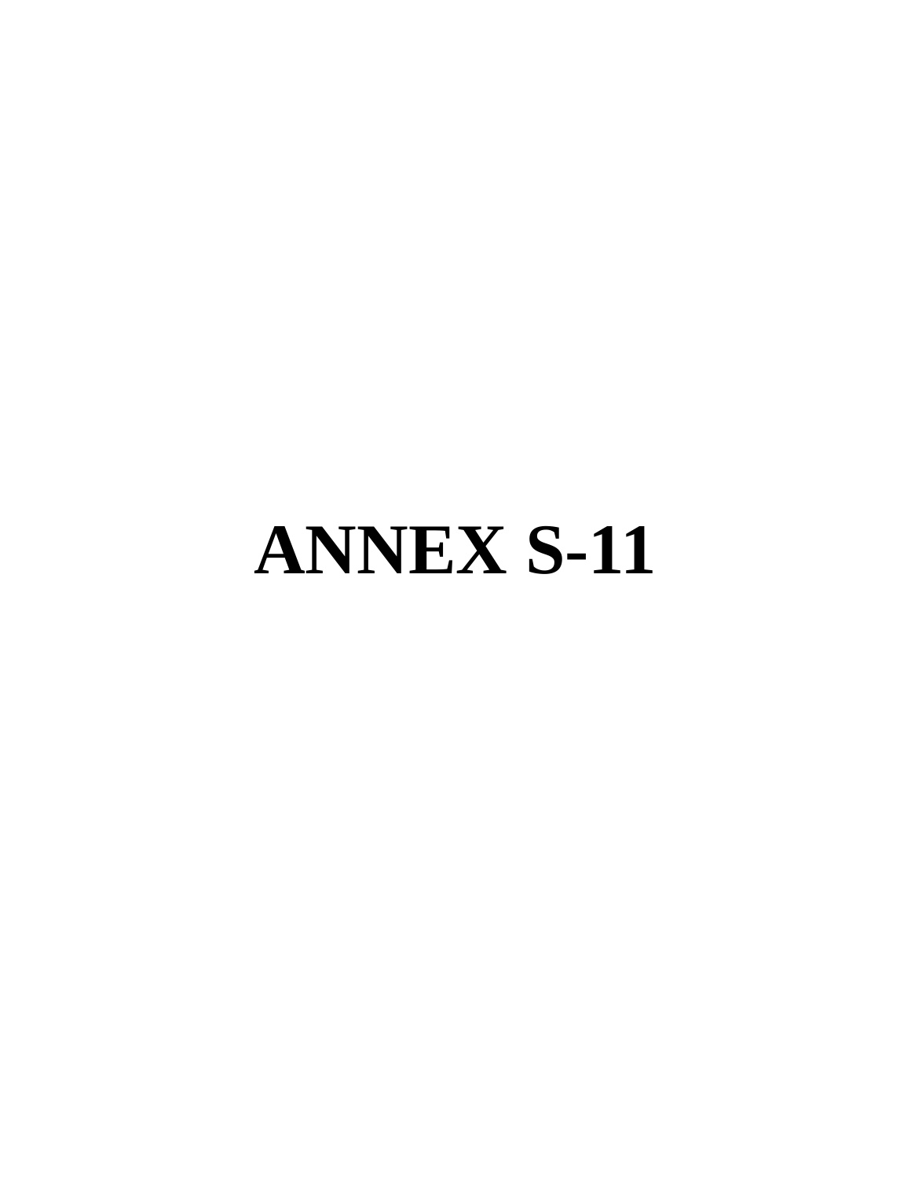# ANNEX S-11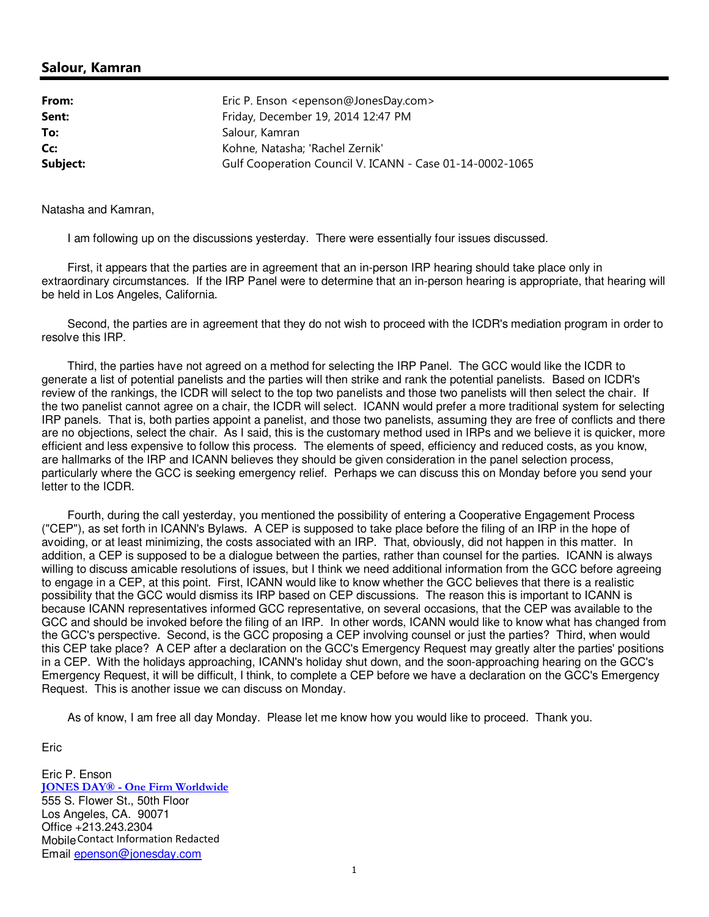## Salour, Kamran

| | |
|---|---|
| **From:** | Eric P. Enson <epenson@JonesDay.com> |
| **Sent:** | Friday, December 19, 2014 12:47 PM |
| **To:** | Salour, Kamran |
| **Cc:** | Kohne, Natasha; 'Rachel Zernik' |
| **Subject:** | Gulf Cooperation Council V. ICANN - Case 01-14-0002-1065 |

Natasha and Kamran,

I am following up on the discussions yesterday. There were essentially four issues discussed.

First, it appears that the parties are in agreement that an in-person IRP hearing should take place only in extraordinary circumstances. If the IRP Panel were to determine that an in-person hearing is appropriate, that hearing will be held in Los Angeles, California.

Second, the parties are in agreement that they do not wish to proceed with the ICDR's mediation program in order to resolve this IRP.

Third, the parties have not agreed on a method for selecting the IRP Panel. The GCC would like the ICDR to generate a list of potential panelists and the parties will then strike and rank the potential panelists. Based on ICDR's review of the rankings, the ICDR will select to the top two panelists and those two panelists will then select the chair. If the two panelist cannot agree on a chair, the ICDR will select. ICANN would prefer a more traditional system for selecting IRP panels. That is, both parties appoint a panelist, and those two panelists, assuming they are free of conflicts and there are no objections, select the chair. As I said, this is the customary method used in IRPs and we believe it is quicker, more efficient and less expensive to follow this process. The elements of speed, efficiency and reduced costs, as you know, are hallmarks of the IRP and ICANN believes they should be given consideration in the panel selection process, particularly where the GCC is seeking emergency relief. Perhaps we can discuss this on Monday before you send your letter to the ICDR.

Fourth, during the call yesterday, you mentioned the possibility of entering a Cooperative Engagement Process ("CEP"), as set forth in ICANN's Bylaws. A CEP is supposed to take place before the filing of an IRP in the hope of avoiding, or at least minimizing, the costs associated with an IRP. That, obviously, did not happen in this matter. In addition, a CEP is supposed to be a dialogue between the parties, rather than counsel for the parties. ICANN is always willing to discuss amicable resolutions of issues, but I think we need additional information from the GCC before agreeing to engage in a CEP, at this point. First, ICANN would like to know whether the GCC believes that there is a realistic possibility that the GCC would dismiss its IRP based on CEP discussions. The reason this is important to ICANN is because ICANN representatives informed GCC representative, on several occasions, that the CEP was available to the GCC and should be invoked before the filing of an IRP. In other words, ICANN would like to know what has changed from the GCC's perspective. Second, is the GCC proposing a CEP involving counsel or just the parties? Third, when would this CEP take place? A CEP after a declaration on the GCC's Emergency Request may greatly alter the parties' positions in a CEP. With the holidays approaching, ICANN's holiday shut down, and the soon-approaching hearing on the GCC's Emergency Request, it will be difficult, I think, to complete a CEP before we have a declaration on the GCC's Emergency Request. This is another issue we can discuss on Monday.

As of know, I am free all day Monday. Please let me know how you would like to proceed. Thank you.

Eric

Eric P. Enson
JONES DAY® - One Firm Worldwide
555 S. Flower St., 50th Floor
Los Angeles, CA. 90071
Office +213.243.2304
Mobile Contact Information Redacted
Email epenson@jonesday.com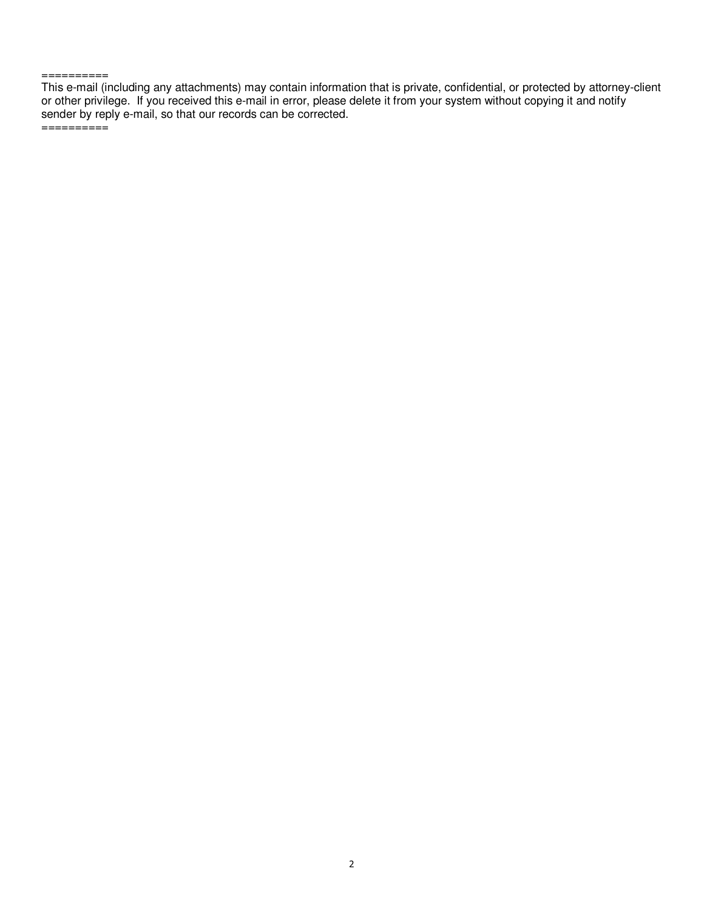==========

This e-mail (including any attachments) may contain information that is private, confidential, or protected by attorney-client or other privilege. If you received this e-mail in error, please delete it from your system without copying it and notify sender by reply e-mail, so that our records can be corrected.

==========